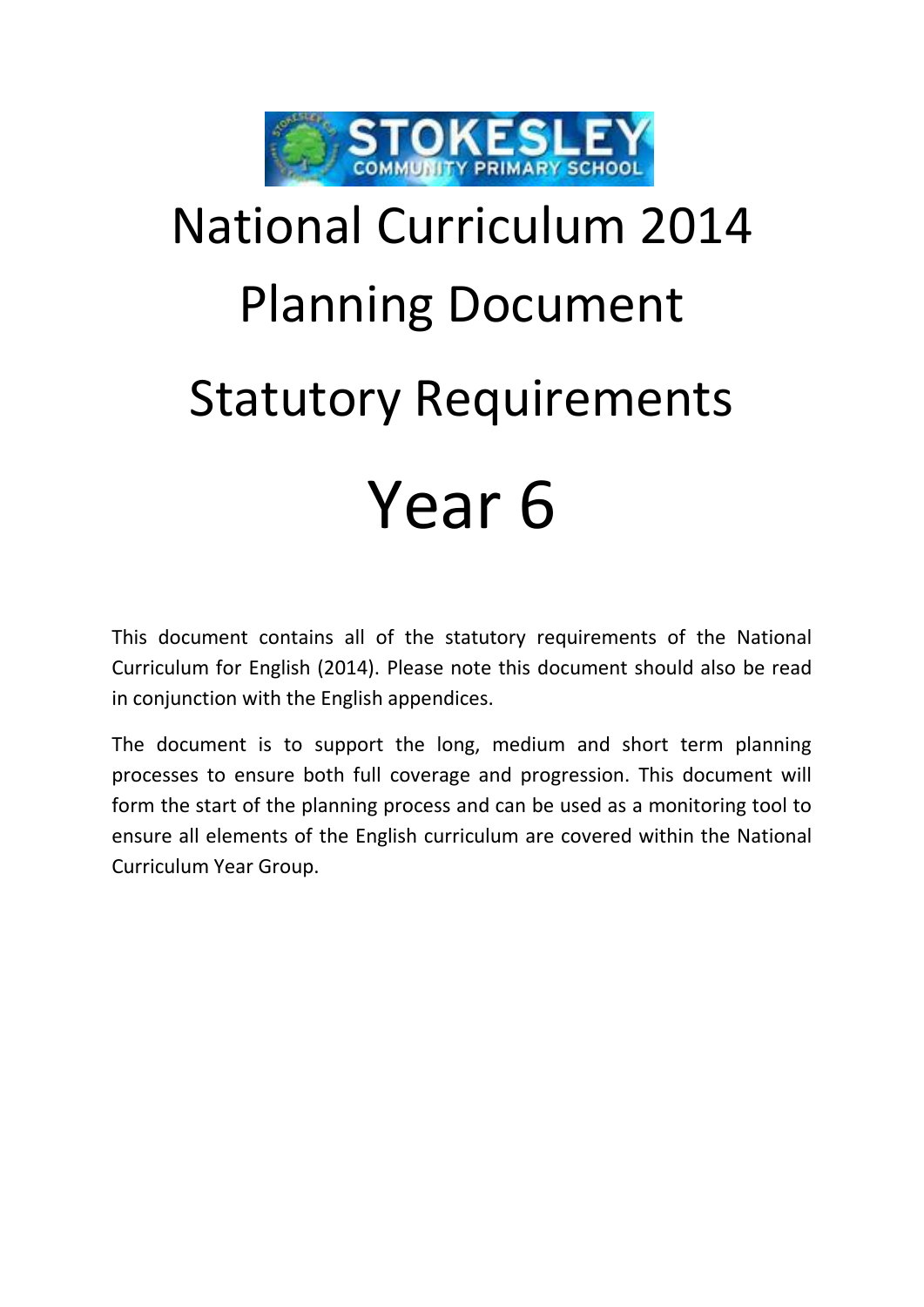# National Curriculum 2014

# Planning Document

# Statutory Requirements

# Year 6

This document contains all of the statutory requirements of the National Curriculum for English (2014). Please note this document should also be read in conjunction with the English appendices.

The document is to support the long, medium and short term planning processes to ensure both full coverage and progression. This document will form the start of the planning process and can be used as a monitoring tool to ensure all elements of the English curriculum are covered within the National Curriculum Year Group.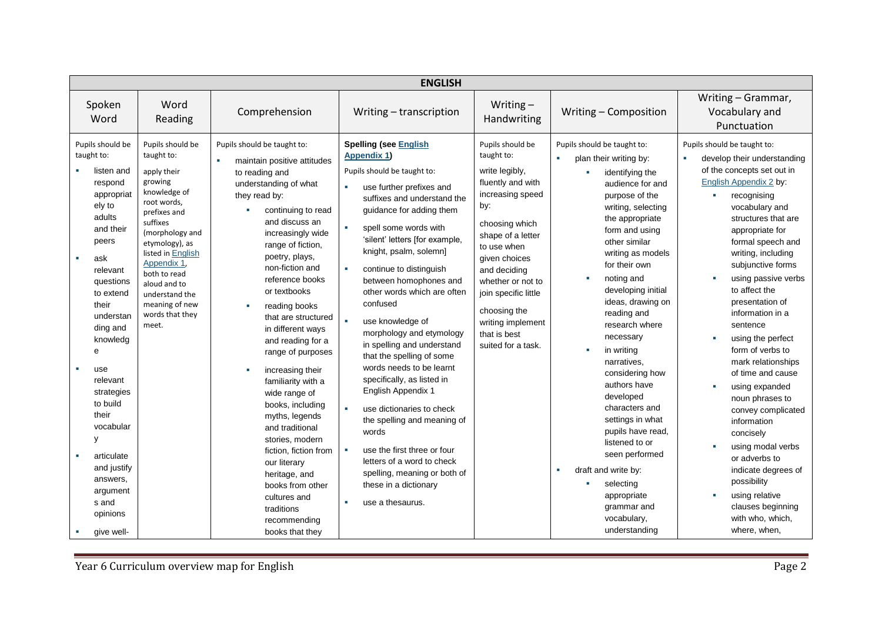| ENGLISH | | | | | | |
|---|---|---|---|---|---|---|
| Spoken Word | Word Reading | Comprehension | Writing – transcription | Writing – Handwriting | Writing – Composition | Writing – Grammar, Vocabulary and Punctuation |
| Pupils should be taught to:<br>▪ listen and respond appropriately to adults and their peers<br>▪ ask relevant questions to extend their understanding and knowledge<br>▪ use relevant strategies to build their vocabulary<br>▪ articulate and justify answers, arguments and opinions<br>▪ give well- | Pupils should be taught to:<br>apply their growing knowledge of root words, prefixes and suffixes (morphology and etymology), as listed in English Appendix 1, both to read aloud and to understand the meaning of new words that they meet. | Pupils should be taught to:<br>▪ maintain positive attitudes to reading and understanding of what they read by:<br>▪ continuing to read and discuss an increasingly wide range of fiction, poetry, plays, non-fiction and reference books or textbooks<br>▪ reading books that are structured in different ways and reading for a range of purposes<br>▪ increasing their familiarity with a wide range of books, including myths, legends and traditional stories, modern fiction, fiction from our literary heritage, and books from other cultures and traditions recommending books that they | **Spelling (see English Appendix 1)**<br>Pupils should be taught to:<br>▪ use further prefixes and suffixes and understand the guidance for adding them<br>▪ spell some words with 'silent' letters [for example, knight, psalm, solemn]<br>▪ continue to distinguish between homophones and other words which are often confused<br>▪ use knowledge of morphology and etymology in spelling and understand that the spelling of some words needs to be learnt specifically, as listed in English Appendix 1<br>▪ use dictionaries to check the spelling and meaning of words<br>▪ use the first three or four letters of a word to check spelling, meaning or both of these in a dictionary<br>▪ use a thesaurus. | Pupils should be taught to:<br>write legibly, fluently and with increasing speed by:<br>choosing which shape of a letter to use when given choices and deciding whether or not to join specific little<br>choosing the writing implement that is best suited for a task. | Pupils should be taught to:<br>▪ plan their writing by:<br>▪ identifying the audience for and purpose of the writing, selecting the appropriate form and using other similar writing as models for their own<br>▪ noting and developing initial ideas, drawing on reading and research where necessary<br>▪ in writing narratives, considering how authors have developed characters and settings in what pupils have read, listened to or seen performed<br>▪ draft and write by:<br>▪ selecting appropriate grammar and vocabulary, understanding | Pupils should be taught to:<br>▪ develop their understanding of the concepts set out in English Appendix 2 by:<br>▪ recognising vocabulary and structures that are appropriate for formal speech and writing, including subjunctive forms<br>▪ using passive verbs to affect the presentation of information in a sentence<br>▪ using the perfect form of verbs to mark relationships of time and cause<br>▪ using expanded noun phrases to convey complicated information concisely<br>▪ using modal verbs or adverbs to indicate degrees of possibility<br>▪ using relative clauses beginning with who, which, where, when, |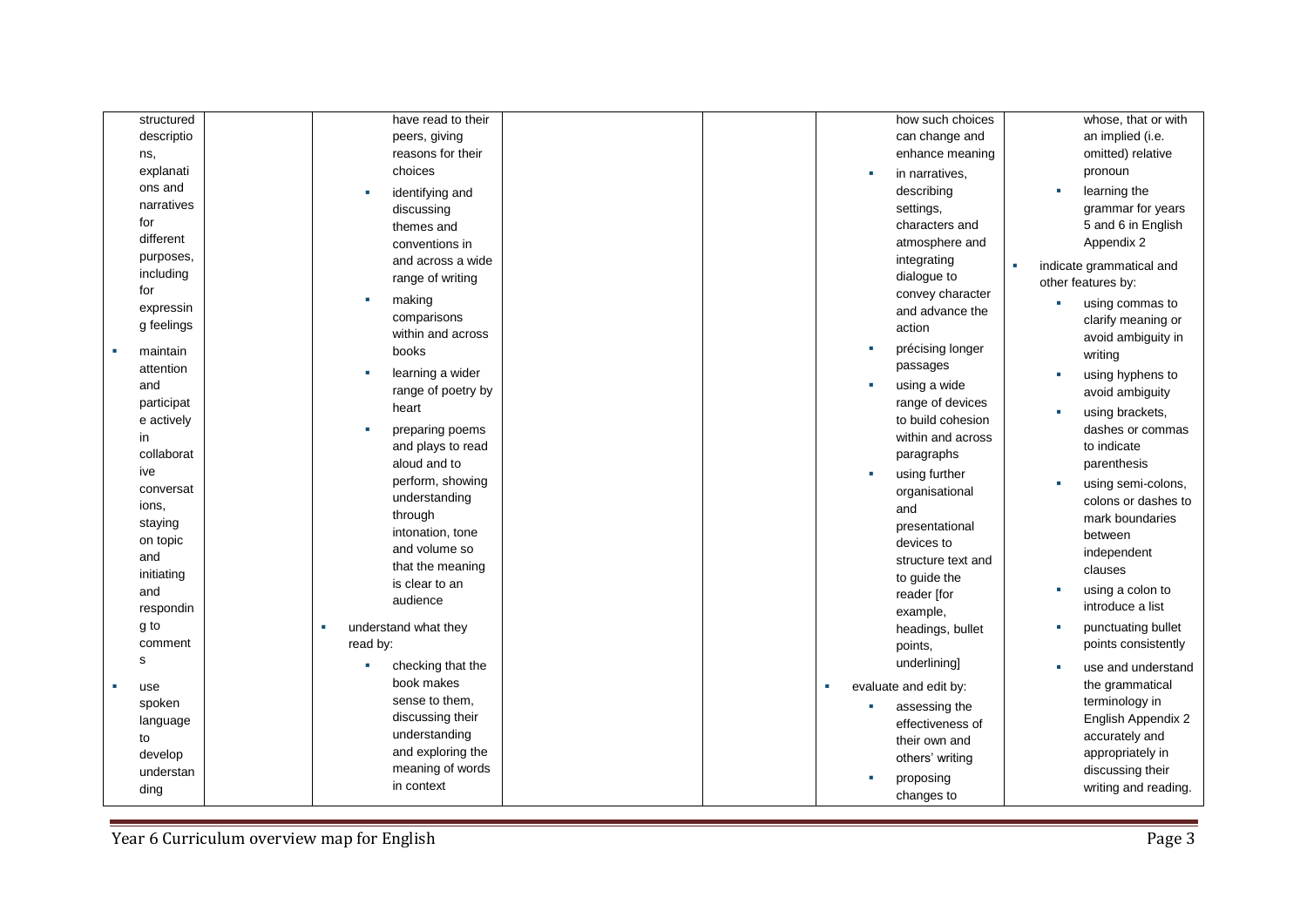| | | | | | | |
|---|---|---|---|---|---|---|
| structured descriptions, explanations and narratives for different purposes, including for expressing feelings<br><br>- maintain attention and participate actively in collaborative conversations, staying on topic and initiating and responding to comments<br>- use spoken language to develop understanding | | have read to their peers, giving reasons for their choices<br>- identifying and discussing themes and conventions in and across a wide range of writing<br>- making comparisons within and across books<br>- learning a wider range of poetry by heart<br>- preparing poems and plays to read aloud and to perform, showing understanding through intonation, tone and volume so that the meaning is clear to an audience<br><br>- understand what they read by:<br>  - checking that the book makes sense to them, discussing their understanding and exploring the meaning of words in context | | | how such choices can change and enhance meaning<br>- in narratives, describing settings, characters and atmosphere and integrating dialogue to convey character and advance the action<br>- précising longer passages<br>- using a wide range of devices to build cohesion within and across paragraphs<br>- using further organisational and presentational devices to structure text and to guide the reader [for example, headings, bullet points, underlining]<br><br>- evaluate and edit by:<br>  - assessing the effectiveness of their own and others' writing<br>  - proposing changes to | whose, that or with an implied (i.e. omitted) relative pronoun<br>- learning the grammar for years 5 and 6 in English Appendix 2<br><br>- indicate grammatical and other features by:<br>  - using commas to clarify meaning or avoid ambiguity in writing<br>  - using hyphens to avoid ambiguity<br>  - using brackets, dashes or commas to indicate parenthesis<br>  - using semi-colons, colons or dashes to mark boundaries between independent clauses<br>  - using a colon to introduce a list<br>  - punctuating bullet points consistently<br>  - use and understand the grammatical terminology in English Appendix 2 accurately and appropriately in discussing their writing and reading. |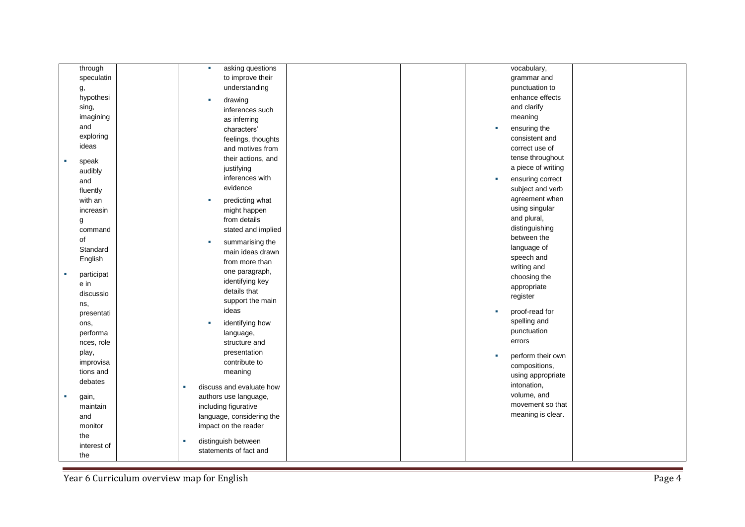| | | | | | | |
|---|---|---|---|---|---|---|
| through speculating, hypothesising, imagining and exploring ideas<br>▪ speak audibly and fluently with an increasing command of Standard English<br>▪ participate in discussions, presentations, performances, role play, improvisations and debates<br>▪ gain, maintain and monitor the interest of the | | ▪ asking questions to improve their understanding<br>▪ drawing inferences such as inferring characters' feelings, thoughts and motives from their actions, and justifying inferences with evidence<br>▪ predicting what might happen from details stated and implied<br>▪ summarising the main ideas drawn from more than one paragraph, identifying key details that support the main ideas<br>▪ identifying how language, structure and presentation contribute to meaning<br>▪ discuss and evaluate how authors use language, including figurative language, considering the impact on the reader<br>▪ distinguish between statements of fact and | | | vocabulary, grammar and punctuation to enhance effects and clarify meaning<br>▪ ensuring the consistent and correct use of tense throughout a piece of writing<br>▪ ensuring correct subject and verb agreement when using singular and plural, distinguishing between the language of speech and writing and choosing the appropriate register<br>▪ proof-read for spelling and punctuation errors<br>▪ perform their own compositions, using appropriate intonation, volume, and movement so that meaning is clear. | |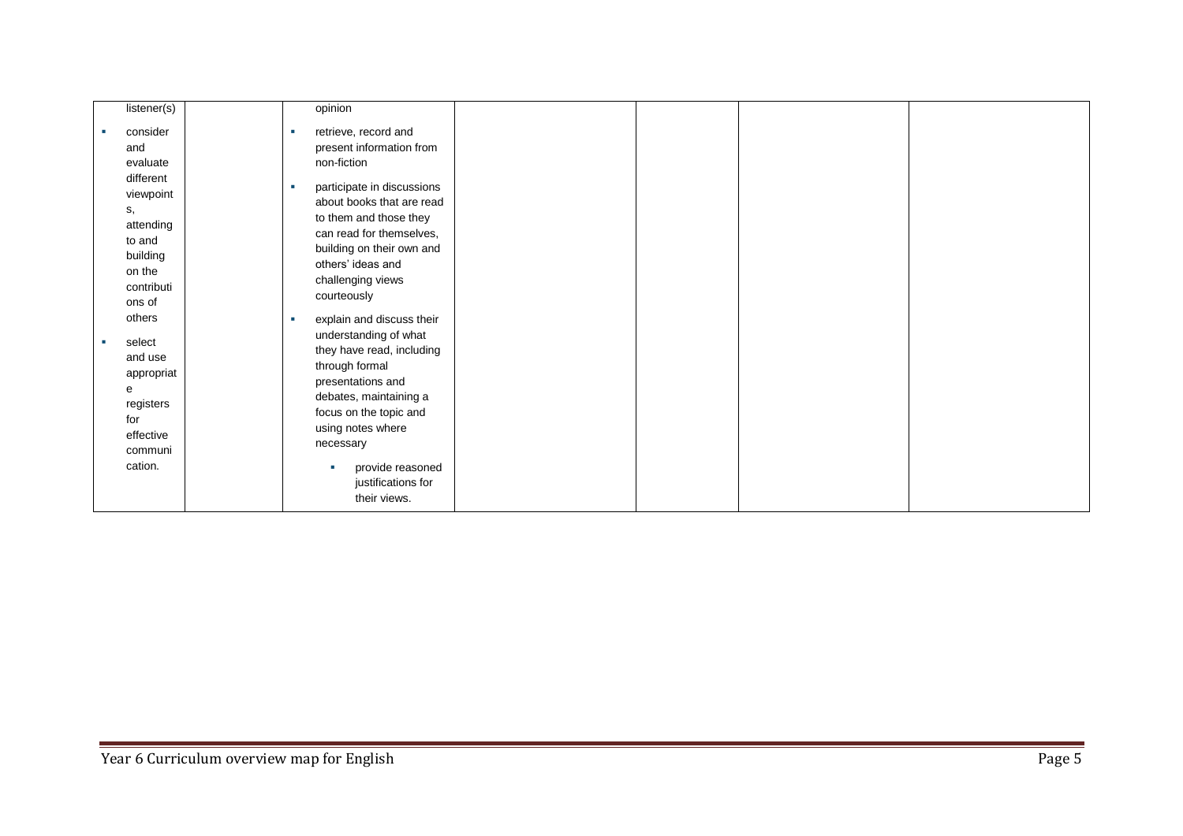| | | | | | | |
|---|---|---|---|---|---|---|
| listener(s)<br>▪ consider and evaluate different viewpoints, attending to and building on the contributions of others<br>▪ select and use appropriate registers for effective communication. | | opinion<br>▪ retrieve, record and present information from non-fiction<br>▪ participate in discussions about books that are read to them and those they can read for themselves, building on their own and others' ideas and challenging views courteously<br>▪ explain and discuss their understanding of what they have read, including through formal presentations and debates, maintaining a focus on the topic and using notes where necessary<br>&nbsp;&nbsp;&nbsp;&nbsp;▪ provide reasoned justifications for their views. | | | | |